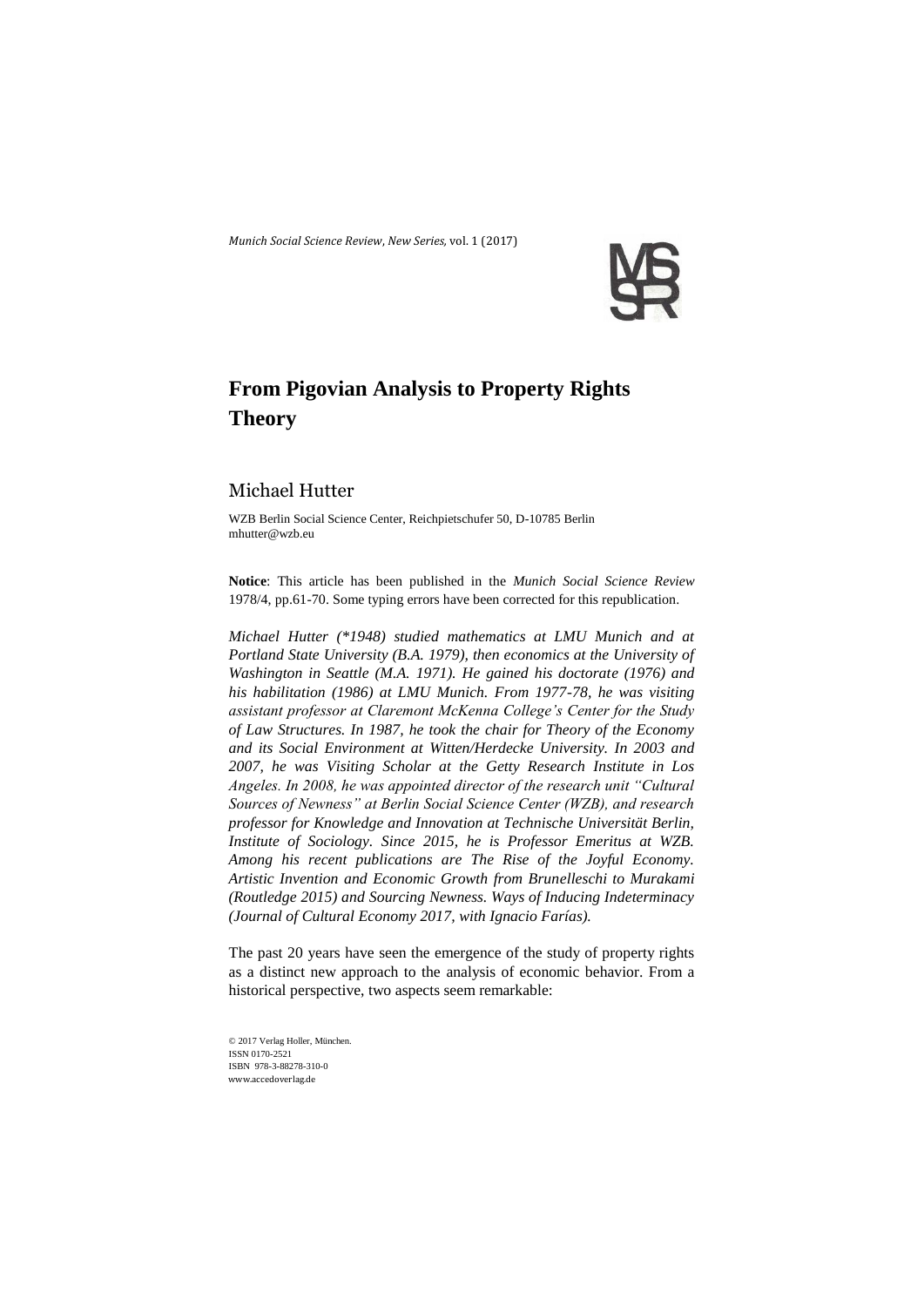# From Pigovian Analysis to Property Rights Theory

## Michael Hutter

WZB Berlin Social Science Center, Reichpietschufer 50, D-10785 Berlin
mhutter@wzb.eu

**Notice**: This article has been published in the *Munich Social Science Review* 1978/4, pp.61-70. Some typing errors have been corrected for this republication.

*Michael Hutter (\*1948) studied mathematics at LMU Munich and at Portland State University (B.A. 1979), then economics at the University of Washington in Seattle (M.A. 1971). He gained his doctorate (1976) and his habilitation (1986) at LMU Munich. From 1977-78, he was visiting assistant professor at Claremont McKenna College's Center for the Study of Law Structures. In 1987, he took the chair for Theory of the Economy and its Social Environment at Witten/Herdecke University. In 2003 and 2007, he was Visiting Scholar at the Getty Research Institute in Los Angeles. In 2008, he was appointed director of the research unit "Cultural Sources of Newness" at Berlin Social Science Center (WZB), and research professor for Knowledge and Innovation at Technische Universität Berlin, Institute of Sociology. Since 2015, he is Professor Emeritus at WZB. Among his recent publications are The Rise of the Joyful Economy. Artistic Invention and Economic Growth from Brunelleschi to Murakami (Routledge 2015) and Sourcing Newness. Ways of Inducing Indeterminacy (Journal of Cultural Economy 2017, with Ignacio Farías).*

The past 20 years have seen the emergence of the study of property rights as a distinct new approach to the analysis of economic behavior. From a historical perspective, two aspects seem remarkable:

© 2017 Verlag Holler, München.
ISSN 0170-2521
ISBN 978-3-88278-310-0
www.accedoverlag.de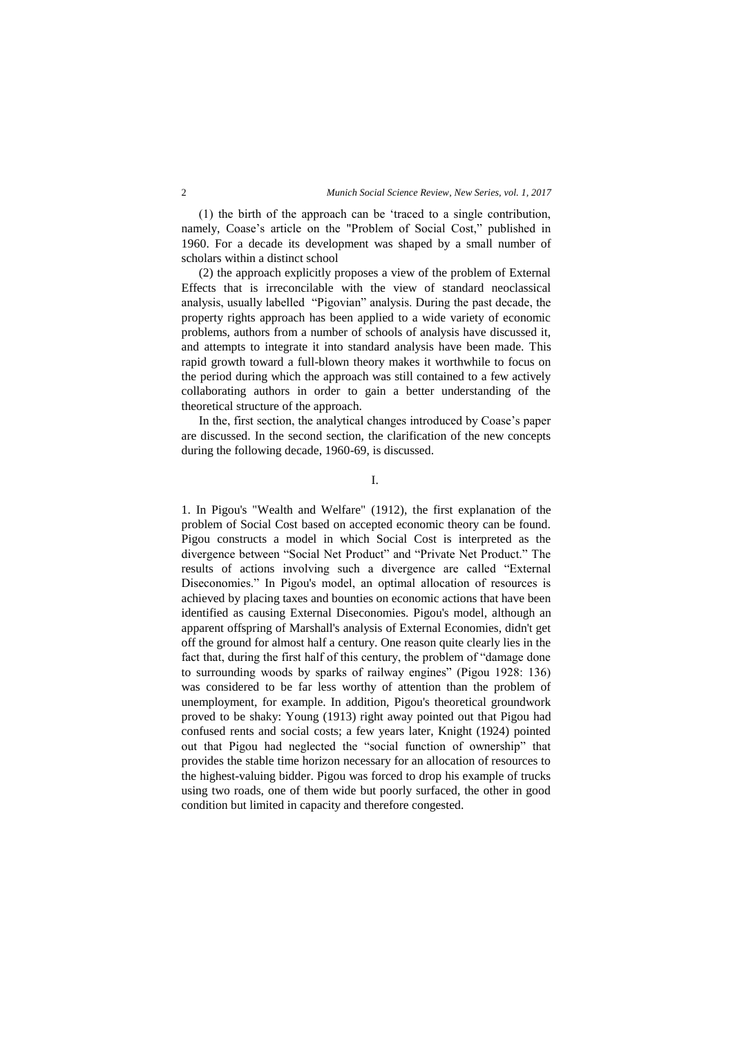(1) the birth of the approach can be 'traced to a single contribution, namely, Coase's article on the "Problem of Social Cost," published in 1960. For a decade its development was shaped by a small number of scholars within a distinct school

(2) the approach explicitly proposes a view of the problem of External Effects that is irreconcilable with the view of standard neoclassical analysis, usually labelled "Pigovian" analysis. During the past decade, the property rights approach has been applied to a wide variety of economic problems, authors from a number of schools of analysis have discussed it, and attempts to integrate it into standard analysis have been made. This rapid growth toward a full-blown theory makes it worthwhile to focus on the period during which the approach was still contained to a few actively collaborating authors in order to gain a better understanding of the theoretical structure of the approach.

In the, first section, the analytical changes introduced by Coase's paper are discussed. In the second section, the clarification of the new concepts during the following decade, 1960-69, is discussed.

## I.

1. In Pigou's "Wealth and Welfare" (1912), the first explanation of the problem of Social Cost based on accepted economic theory can be found. Pigou constructs a model in which Social Cost is interpreted as the divergence between "Social Net Product" and "Private Net Product." The results of actions involving such a divergence are called "External Diseconomies." In Pigou's model, an optimal allocation of resources is achieved by placing taxes and bounties on economic actions that have been identified as causing External Diseconomies. Pigou's model, although an apparent offspring of Marshall's analysis of External Economies, didn't get off the ground for almost half a century. One reason quite clearly lies in the fact that, during the first half of this century, the problem of "damage done to surrounding woods by sparks of railway engines" (Pigou 1928: 136) was considered to be far less worthy of attention than the problem of unemployment, for example. In addition, Pigou's theoretical groundwork proved to be shaky: Young (1913) right away pointed out that Pigou had confused rents and social costs; a few years later, Knight (1924) pointed out that Pigou had neglected the "social function of ownership" that provides the stable time horizon necessary for an allocation of resources to the highest-valuing bidder. Pigou was forced to drop his example of trucks using two roads, one of them wide but poorly surfaced, the other in good condition but limited in capacity and therefore congested.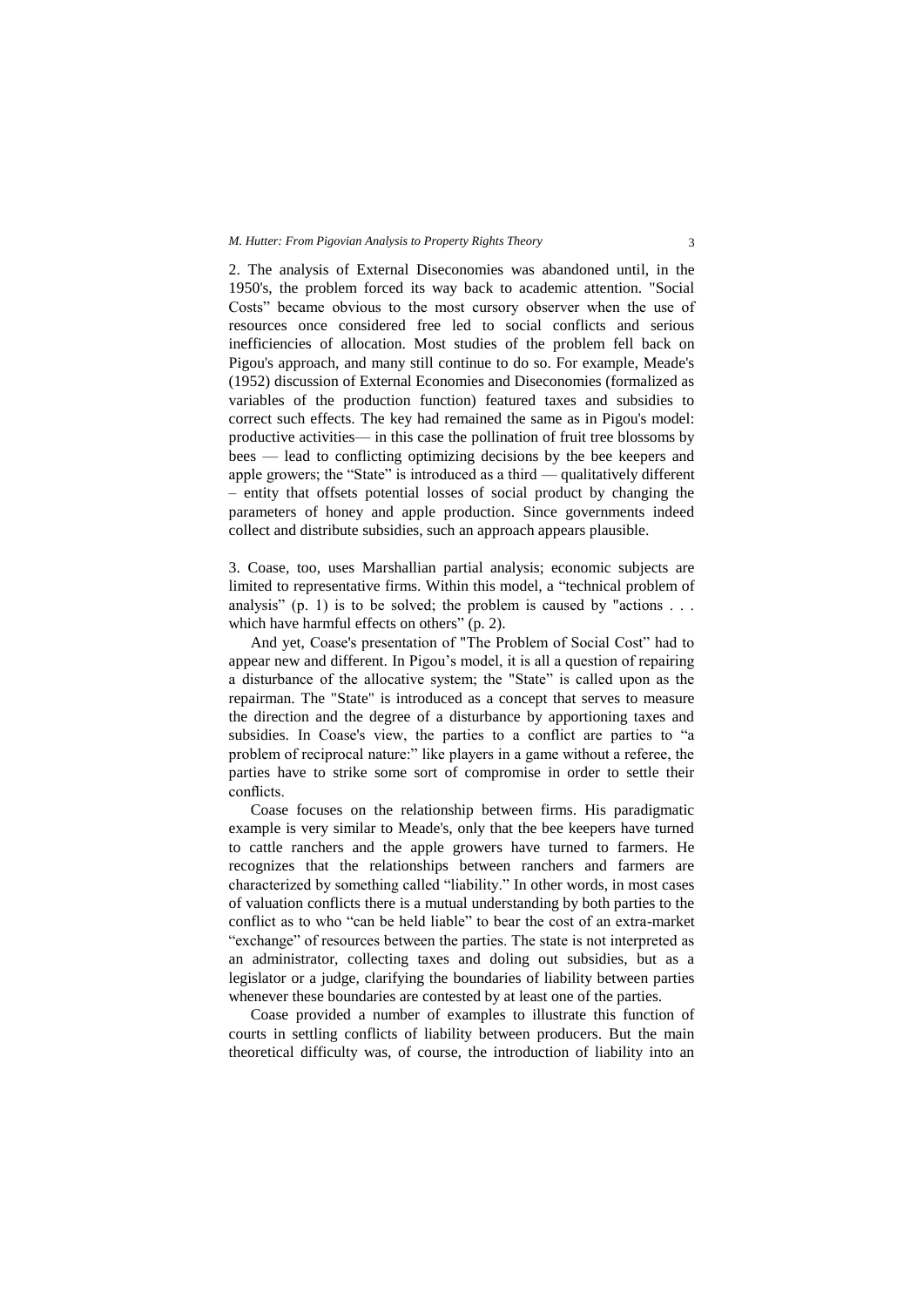2. The analysis of External Diseconomies was abandoned until, in the 1950's, the problem forced its way back to academic attention. "Social Costs" became obvious to the most cursory observer when the use of resources once considered free led to social conflicts and serious inefficiencies of allocation. Most studies of the problem fell back on Pigou's approach, and many still continue to do so. For example, Meade's (1952) discussion of External Economies and Diseconomies (formalized as variables of the production function) featured taxes and subsidies to correct such effects. The key had remained the same as in Pigou's model: productive activities— in this case the pollination of fruit tree blossoms by bees — lead to conflicting optimizing decisions by the bee keepers and apple growers; the "State" is introduced as a third — qualitatively different – entity that offsets potential losses of social product by changing the parameters of honey and apple production. Since governments indeed collect and distribute subsidies, such an approach appears plausible.

3. Coase, too, uses Marshallian partial analysis; economic subjects are limited to representative firms. Within this model, a "technical problem of analysis" (p. 1) is to be solved; the problem is caused by "actions . . . which have harmful effects on others" (p. 2).

And yet, Coase's presentation of "The Problem of Social Cost" had to appear new and different. In Pigou's model, it is all a question of repairing a disturbance of the allocative system; the "State" is called upon as the repairman. The "State" is introduced as a concept that serves to measure the direction and the degree of a disturbance by apportioning taxes and subsidies. In Coase's view, the parties to a conflict are parties to "a problem of reciprocal nature:" like players in a game without a referee, the parties have to strike some sort of compromise in order to settle their conflicts.

Coase focuses on the relationship between firms. His paradigmatic example is very similar to Meade's, only that the bee keepers have turned to cattle ranchers and the apple growers have turned to farmers. He recognizes that the relationships between ranchers and farmers are characterized by something called "liability." In other words, in most cases of valuation conflicts there is a mutual understanding by both parties to the conflict as to who "can be held liable" to bear the cost of an extra-market "exchange" of resources between the parties. The state is not interpreted as an administrator, collecting taxes and doling out subsidies, but as a legislator or a judge, clarifying the boundaries of liability between parties whenever these boundaries are contested by at least one of the parties.

Coase provided a number of examples to illustrate this function of courts in settling conflicts of liability between producers. But the main theoretical difficulty was, of course, the introduction of liability into an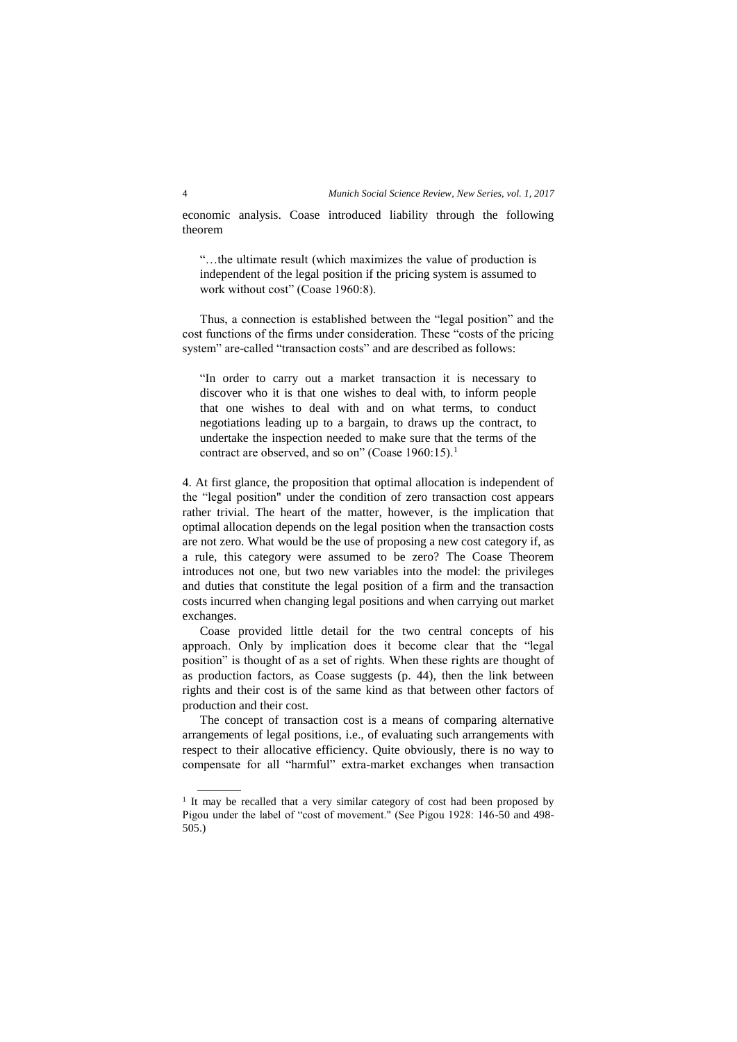economic analysis. Coase introduced liability through the following theorem

> "…the ultimate result (which maximizes the value of production is independent of the legal position if the pricing system is assumed to work without cost" (Coase 1960:8).

Thus, a connection is established between the "legal position" and the cost functions of the firms under consideration. These "costs of the pricing system" are-called "transaction costs" and are described as follows:

> "In order to carry out a market transaction it is necessary to discover who it is that one wishes to deal with, to inform people that one wishes to deal with and on what terms, to conduct negotiations leading up to a bargain, to draws up the contract, to undertake the inspection needed to make sure that the terms of the contract are observed, and so on" (Coase 1960:15).[1]

4. At first glance, the proposition that optimal allocation is independent of the "legal position" under the condition of zero transaction cost appears rather trivial. The heart of the matter, however, is the implication that optimal allocation depends on the legal position when the transaction costs are not zero. What would be the use of proposing a new cost category if, as a rule, this category were assumed to be zero? The Coase Theorem introduces not one, but two new variables into the model: the privileges and duties that constitute the legal position of a firm and the transaction costs incurred when changing legal positions and when carrying out market exchanges.

Coase provided little detail for the two central concepts of his approach. Only by implication does it become clear that the "legal position" is thought of as a set of rights. When these rights are thought of as production factors, as Coase suggests (p. 44), then the link between rights and their cost is of the same kind as that between other factors of production and their cost.

The concept of transaction cost is a means of comparing alternative arrangements of legal positions, i.e., of evaluating such arrangements with respect to their allocative efficiency. Quite obviously, there is no way to compensate for all "harmful" extra-market exchanges when transaction

---

[1] It may be recalled that a very similar category of cost had been proposed by Pigou under the label of "cost of movement." (See Pigou 1928: 146-50 and 498-505.)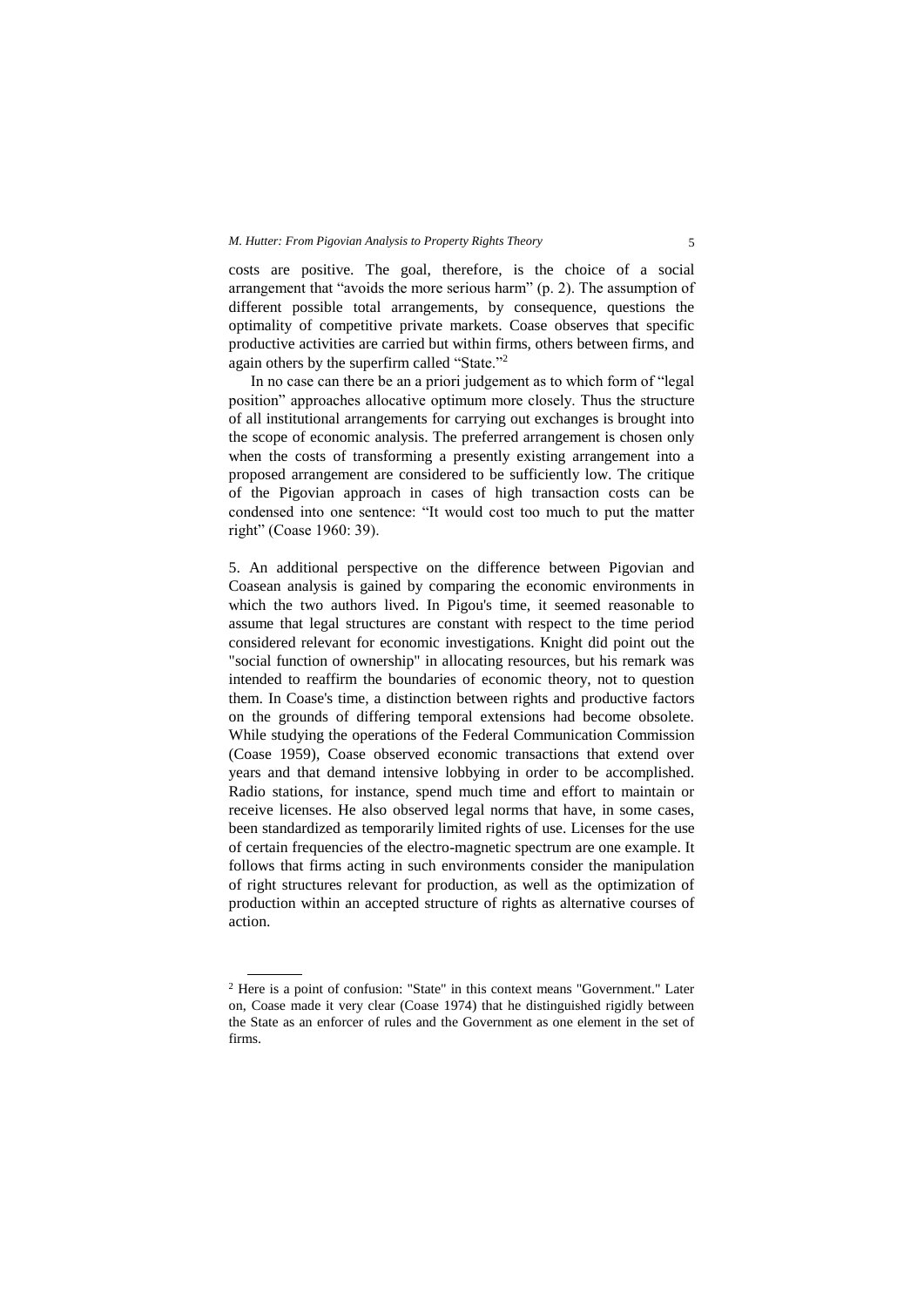costs are positive. The goal, therefore, is the choice of a social arrangement that "avoids the more serious harm" (p. 2). The assumption of different possible total arrangements, by consequence, questions the optimality of competitive private markets. Coase observes that specific productive activities are carried but within firms, others between firms, and again others by the superfirm called "State."[2]

In no case can there be an a priori judgement as to which form of "legal position" approaches allocative optimum more closely. Thus the structure of all institutional arrangements for carrying out exchanges is brought into the scope of economic analysis. The preferred arrangement is chosen only when the costs of transforming a presently existing arrangement into a proposed arrangement are considered to be sufficiently low. The critique of the Pigovian approach in cases of high transaction costs can be condensed into one sentence: "It would cost too much to put the matter right" (Coase 1960: 39).

5. An additional perspective on the difference between Pigovian and Coasean analysis is gained by comparing the economic environments in which the two authors lived. In Pigou's time, it seemed reasonable to assume that legal structures are constant with respect to the time period considered relevant for economic investigations. Knight did point out the "social function of ownership" in allocating resources, but his remark was intended to reaffirm the boundaries of economic theory, not to question them. In Coase's time, a distinction between rights and productive factors on the grounds of differing temporal extensions had become obsolete. While studying the operations of the Federal Communication Commission (Coase 1959), Coase observed economic transactions that extend over years and that demand intensive lobbying in order to be accomplished. Radio stations, for instance, spend much time and effort to maintain or receive licenses. He also observed legal norms that have, in some cases, been standardized as temporarily limited rights of use. Licenses for the use of certain frequencies of the electro-magnetic spectrum are one example. It follows that firms acting in such environments consider the manipulation of right structures relevant for production, as well as the optimization of production within an accepted structure of rights as alternative courses of action.

---

[2] Here is a point of confusion: "State" in this context means "Government." Later on, Coase made it very clear (Coase 1974) that he distinguished rigidly between the State as an enforcer of rules and the Government as one element in the set of firms.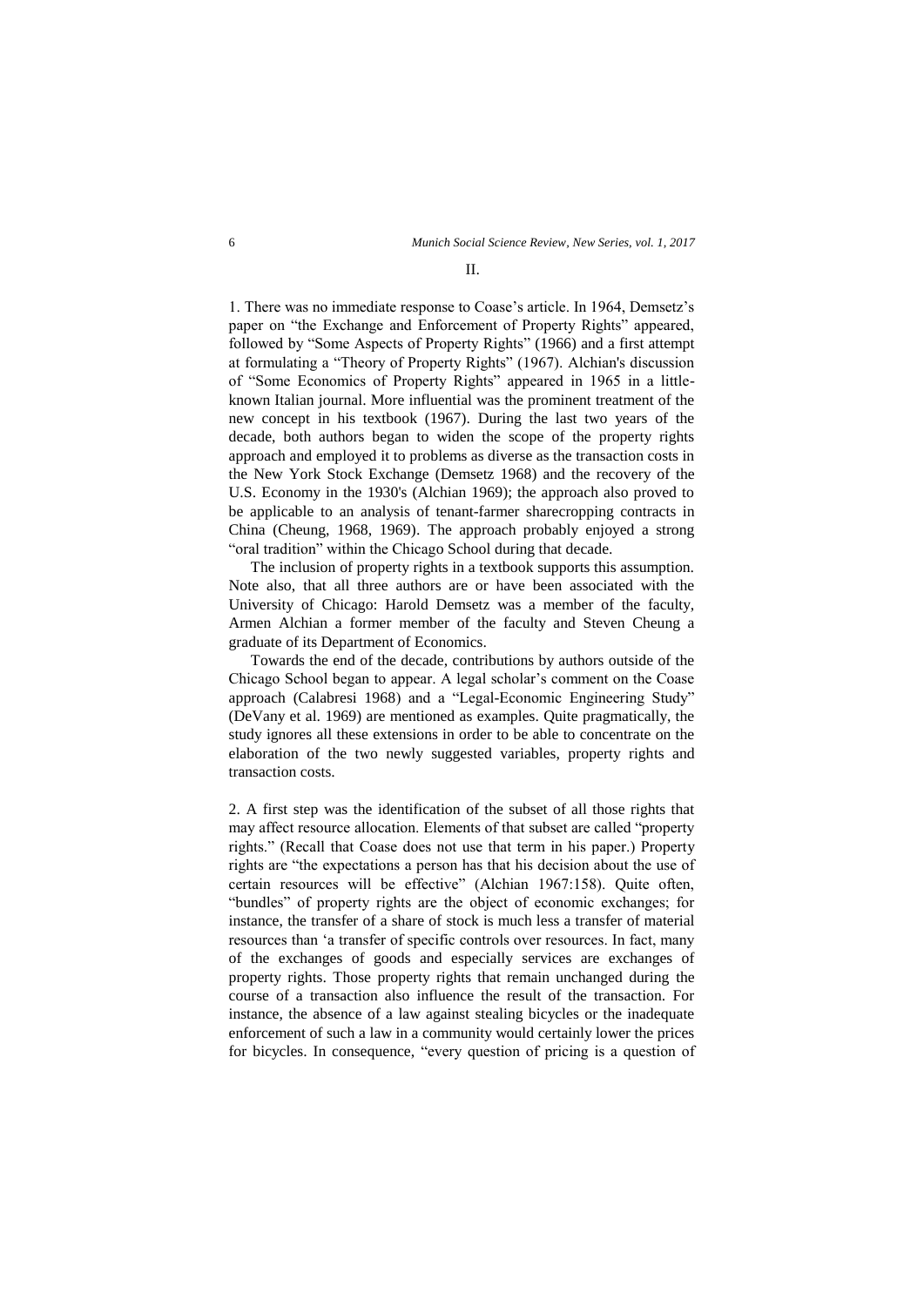## II.

1. There was no immediate response to Coase's article. In 1964, Demsetz's paper on "the Exchange and Enforcement of Property Rights" appeared, followed by "Some Aspects of Property Rights" (1966) and a first attempt at formulating a "Theory of Property Rights" (1967). Alchian's discussion of "Some Economics of Property Rights" appeared in 1965 in a little-known Italian journal. More influential was the prominent treatment of the new concept in his textbook (1967). During the last two years of the decade, both authors began to widen the scope of the property rights approach and employed it to problems as diverse as the transaction costs in the New York Stock Exchange (Demsetz 1968) and the recovery of the U.S. Economy in the 1930's (Alchian 1969); the approach also proved to be applicable to an analysis of tenant-farmer sharecropping contracts in China (Cheung, 1968, 1969). The approach probably enjoyed a strong "oral tradition" within the Chicago School during that decade.

The inclusion of property rights in a textbook supports this assumption. Note also, that all three authors are or have been associated with the University of Chicago: Harold Demsetz was a member of the faculty, Armen Alchian a former member of the faculty and Steven Cheung a graduate of its Department of Economics.

Towards the end of the decade, contributions by authors outside of the Chicago School began to appear. A legal scholar's comment on the Coase approach (Calabresi 1968) and a "Legal-Economic Engineering Study" (DeVany et al. 1969) are mentioned as examples. Quite pragmatically, the study ignores all these extensions in order to be able to concentrate on the elaboration of the two newly suggested variables, property rights and transaction costs.

2. A first step was the identification of the subset of all those rights that may affect resource allocation. Elements of that subset are called "property rights." (Recall that Coase does not use that term in his paper.) Property rights are "the expectations a person has that his decision about the use of certain resources will be effective" (Alchian 1967:158). Quite often, "bundles" of property rights are the object of economic exchanges; for instance, the transfer of a share of stock is much less a transfer of material resources than 'a transfer of specific controls over resources. In fact, many of the exchanges of goods and especially services are exchanges of property rights. Those property rights that remain unchanged during the course of a transaction also influence the result of the transaction. For instance, the absence of a law against stealing bicycles or the inadequate enforcement of such a law in a community would certainly lower the prices for bicycles. In consequence, "every question of pricing is a question of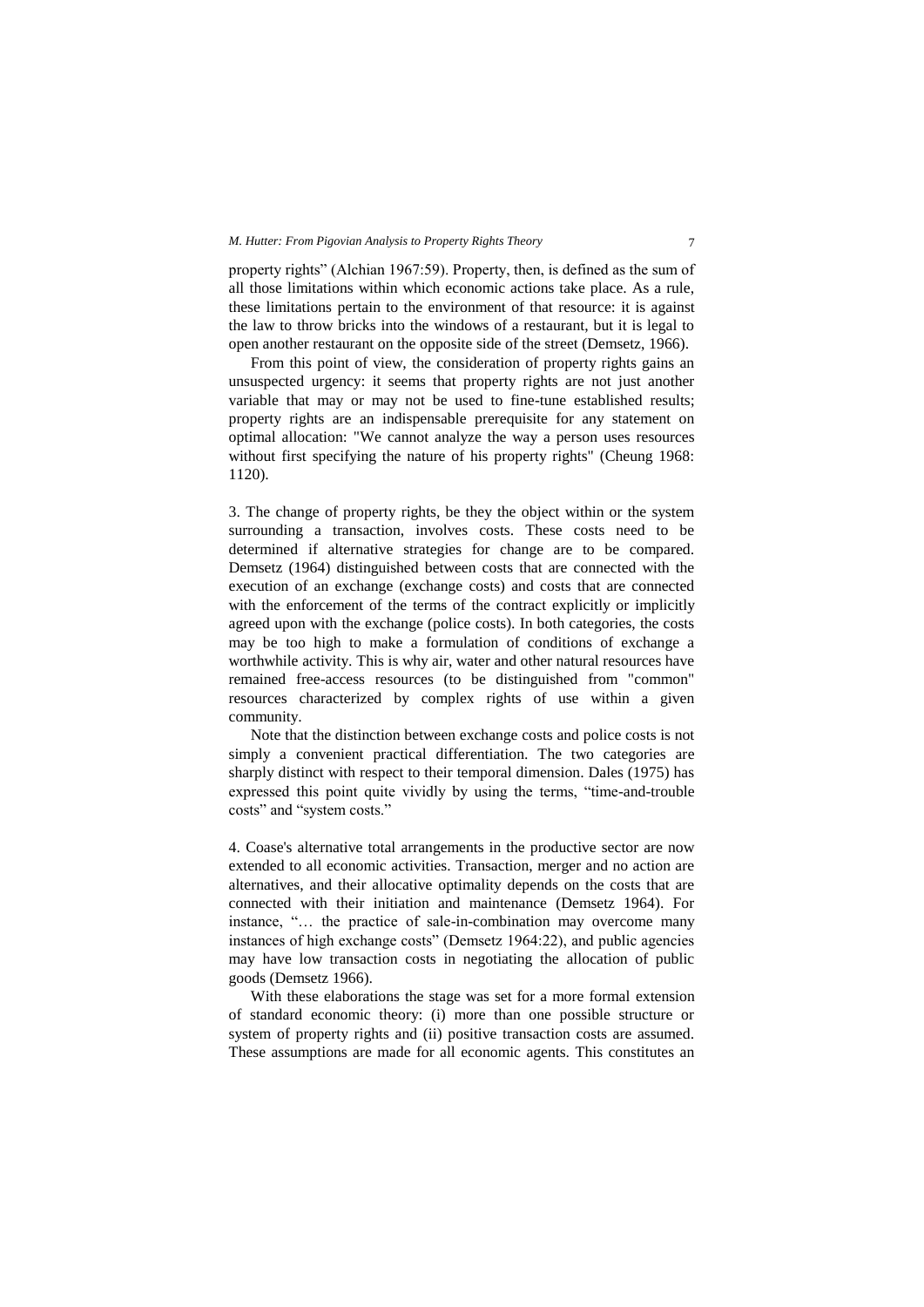property rights" (Alchian 1967:59). Property, then, is defined as the sum of all those limitations within which economic actions take place. As a rule, these limitations pertain to the environment of that resource: it is against the law to throw bricks into the windows of a restaurant, but it is legal to open another restaurant on the opposite side of the street (Demsetz, 1966).

From this point of view, the consideration of property rights gains an unsuspected urgency: it seems that property rights are not just another variable that may or may not be used to fine-tune established results; property rights are an indispensable prerequisite for any statement on optimal allocation: "We cannot analyze the way a person uses resources without first specifying the nature of his property rights" (Cheung 1968: 1120).

3. The change of property rights, be they the object within or the system surrounding a transaction, involves costs. These costs need to be determined if alternative strategies for change are to be compared. Demsetz (1964) distinguished between costs that are connected with the execution of an exchange (exchange costs) and costs that are connected with the enforcement of the terms of the contract explicitly or implicitly agreed upon with the exchange (police costs). In both categories, the costs may be too high to make a formulation of conditions of exchange a worthwhile activity. This is why air, water and other natural resources have remained free-access resources (to be distinguished from "common" resources characterized by complex rights of use within a given community.

Note that the distinction between exchange costs and police costs is not simply a convenient practical differentiation. The two categories are sharply distinct with respect to their temporal dimension. Dales (1975) has expressed this point quite vividly by using the terms, "time-and-trouble costs" and "system costs."

4. Coase's alternative total arrangements in the productive sector are now extended to all economic activities. Transaction, merger and no action are alternatives, and their allocative optimality depends on the costs that are connected with their initiation and maintenance (Demsetz 1964). For instance, "… the practice of sale-in-combination may overcome many instances of high exchange costs" (Demsetz 1964:22), and public agencies may have low transaction costs in negotiating the allocation of public goods (Demsetz 1966).

With these elaborations the stage was set for a more formal extension of standard economic theory: (i) more than one possible structure or system of property rights and (ii) positive transaction costs are assumed. These assumptions are made for all economic agents. This constitutes an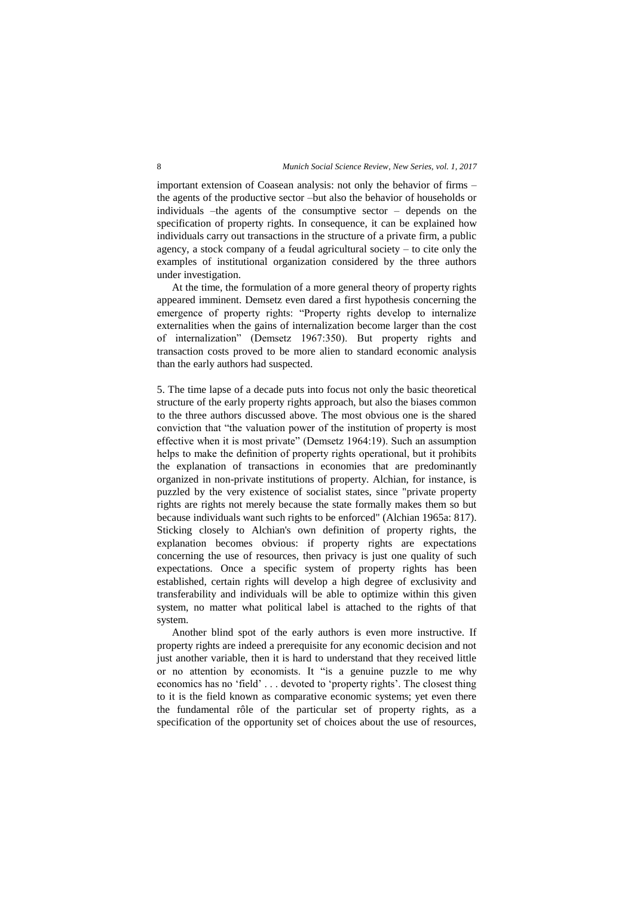important extension of Coasean analysis: not only the behavior of firms – the agents of the productive sector –but also the behavior of households or individuals –the agents of the consumptive sector – depends on the specification of property rights. In consequence, it can be explained how individuals carry out transactions in the structure of a private firm, a public agency, a stock company of a feudal agricultural society – to cite only the examples of institutional organization considered by the three authors under investigation.

At the time, the formulation of a more general theory of property rights appeared imminent. Demsetz even dared a first hypothesis concerning the emergence of property rights: "Property rights develop to internalize externalities when the gains of internalization become larger than the cost of internalization" (Demsetz 1967:350). But property rights and transaction costs proved to be more alien to standard economic analysis than the early authors had suspected.

5. The time lapse of a decade puts into focus not only the basic theoretical structure of the early property rights approach, but also the biases common to the three authors discussed above. The most obvious one is the shared conviction that "the valuation power of the institution of property is most effective when it is most private" (Demsetz 1964:19). Such an assumption helps to make the definition of property rights operational, but it prohibits the explanation of transactions in economies that are predominantly organized in non-private institutions of property. Alchian, for instance, is puzzled by the very existence of socialist states, since "private property rights are rights not merely because the state formally makes them so but because individuals want such rights to be enforced" (Alchian 1965a: 817). Sticking closely to Alchian's own definition of property rights, the explanation becomes obvious: if property rights are expectations concerning the use of resources, then privacy is just one quality of such expectations. Once a specific system of property rights has been established, certain rights will develop a high degree of exclusivity and transferability and individuals will be able to optimize within this given system, no matter what political label is attached to the rights of that system.

Another blind spot of the early authors is even more instructive. If property rights are indeed a prerequisite for any economic decision and not just another variable, then it is hard to understand that they received little or no attention by economists. It "is a genuine puzzle to me why economics has no 'field' . . . devoted to 'property rights'. The closest thing to it is the field known as comparative economic systems; yet even there the fundamental rôle of the particular set of property rights, as a specification of the opportunity set of choices about the use of resources,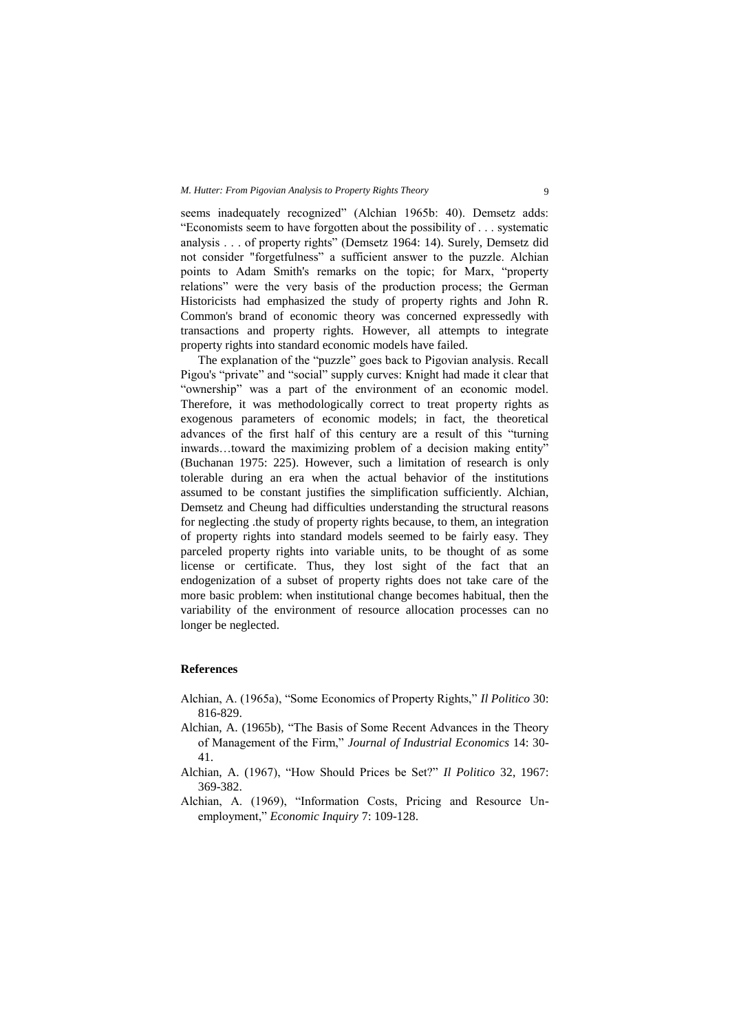seems inadequately recognized" (Alchian 1965b: 40). Demsetz adds: "Economists seem to have forgotten about the possibility of . . . systematic analysis . . . of property rights" (Demsetz 1964: 14). Surely, Demsetz did not consider "forgetfulness" a sufficient answer to the puzzle. Alchian points to Adam Smith's remarks on the topic; for Marx, "property relations" were the very basis of the production process; the German Historicists had emphasized the study of property rights and John R. Common's brand of economic theory was concerned expressedly with transactions and property rights. However, all attempts to integrate property rights into standard economic models have failed.

The explanation of the "puzzle" goes back to Pigovian analysis. Recall Pigou's "private" and "social" supply curves: Knight had made it clear that "ownership" was a part of the environment of an economic model. Therefore, it was methodologically correct to treat property rights as exogenous parameters of economic models; in fact, the theoretical advances of the first half of this century are a result of this "turning inwards…toward the maximizing problem of a decision making entity" (Buchanan 1975: 225). However, such a limitation of research is only tolerable during an era when the actual behavior of the institutions assumed to be constant justifies the simplification sufficiently. Alchian, Demsetz and Cheung had difficulties understanding the structural reasons for neglecting .the study of property rights because, to them, an integration of property rights into standard models seemed to be fairly easy. They parceled property rights into variable units, to be thought of as some license or certificate. Thus, they lost sight of the fact that an endogenization of a subset of property rights does not take care of the more basic problem: when institutional change becomes habitual, then the variability of the environment of resource allocation processes can no longer be neglected.

## References

- Alchian, A. (1965a), "Some Economics of Property Rights," *Il Politico* 30: 816-829.
- Alchian, A. (1965b), "The Basis of Some Recent Advances in the Theory of Management of the Firm," *Journal of Industrial Economics* 14: 30-41.
- Alchian, A. (1967), "How Should Prices be Set?" *Il Politico* 32, 1967: 369-382.
- Alchian, A. (1969), "Information Costs, Pricing and Resource Unemployment," *Economic Inquiry* 7: 109-128.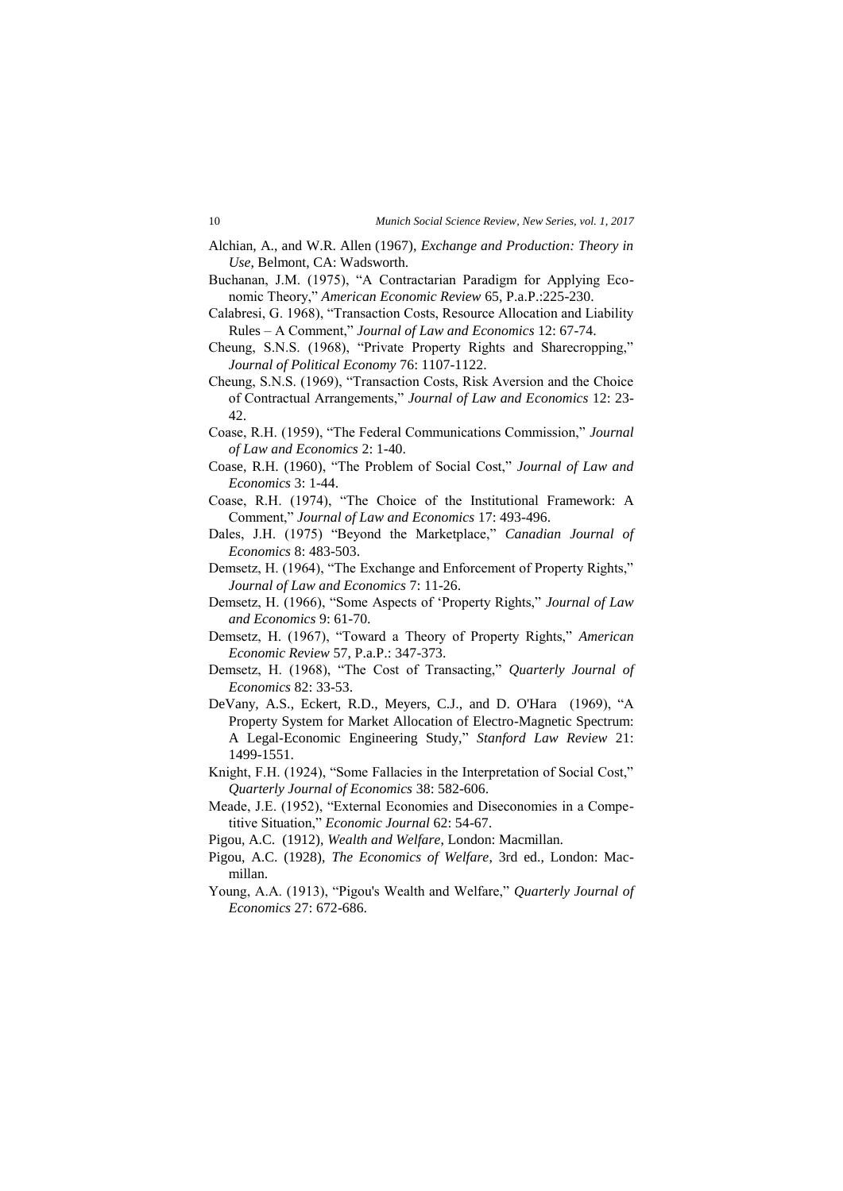Alchian, A., and W.R. Allen (1967), *Exchange and Production: Theory in Use*, Belmont, CA: Wadsworth.

Buchanan, J.M. (1975), "A Contractarian Paradigm for Applying Economic Theory," *American Economic Review* 65, P.a.P.:225-230.

Calabresi, G. 1968), "Transaction Costs, Resource Allocation and Liability Rules – A Comment," *Journal of Law and Economics* 12: 67-74.

Cheung, S.N.S. (1968), "Private Property Rights and Sharecropping," *Journal of Political Economy* 76: 1107-1122.

Cheung, S.N.S. (1969), "Transaction Costs, Risk Aversion and the Choice of Contractual Arrangements," *Journal of Law and Economics* 12: 23-42.

Coase, R.H. (1959), "The Federal Communications Commission," *Journal of Law and Economics* 2: 1-40.

Coase, R.H. (1960), "The Problem of Social Cost," *Journal of Law and Economics* 3: 1-44.

Coase, R.H. (1974), "The Choice of the Institutional Framework: A Comment," *Journal of Law and Economics* 17: 493-496.

Dales, J.H. (1975) "Beyond the Marketplace," *Canadian Journal of Economics* 8: 483-503.

Demsetz, H. (1964), "The Exchange and Enforcement of Property Rights," *Journal of Law and Economics* 7: 11-26.

Demsetz, H. (1966), "Some Aspects of 'Property Rights," *Journal of Law and Economics* 9: 61-70.

Demsetz, H. (1967), "Toward a Theory of Property Rights," *American Economic Review* 57, P.a.P.: 347-373.

Demsetz, H. (1968), "The Cost of Transacting," *Quarterly Journal of Economics* 82: 33-53.

DeVany, A.S., Eckert, R.D., Meyers, C.J., and D. O'Hara (1969), "A Property System for Market Allocation of Electro-Magnetic Spectrum: A Legal-Economic Engineering Study," *Stanford Law Review* 21: 1499-1551.

Knight, F.H. (1924), "Some Fallacies in the Interpretation of Social Cost," *Quarterly Journal of Economics* 38: 582-606.

Meade, J.E. (1952), "External Economies and Diseconomies in a Competitive Situation," *Economic Journal* 62: 54-67.

Pigou, A.C. (1912), *Wealth and Welfare*, London: Macmillan.

Pigou, A.C. (1928), *The Economics of Welfare*, 3rd ed., London: Macmillan.

Young, A.A. (1913), "Pigou's Wealth and Welfare," *Quarterly Journal of Economics* 27: 672-686.